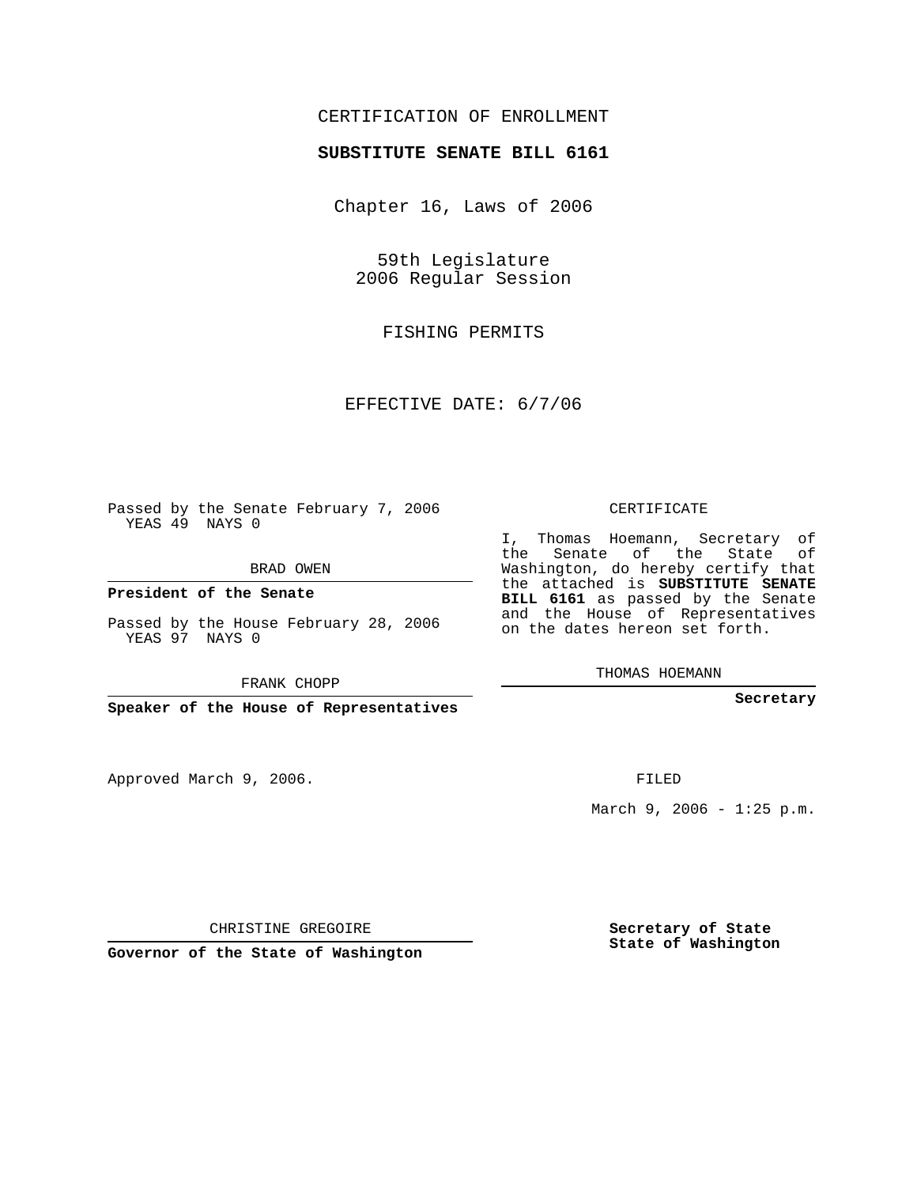CERTIFICATION OF ENROLLMENT

**SUBSTITUTE SENATE BILL 6161**

Chapter 16, Laws of 2006

59th Legislature
2006 Regular Session

FISHING PERMITS

EFFECTIVE DATE: 6/7/06

Passed by the Senate February 7, 2006
YEAS 49 NAYS 0

BRAD OWEN

**President of the Senate**

Passed by the House February 28, 2006
YEAS 97 NAYS 0

FRANK CHOPP

**Speaker of the House of Representatives**

Approved March 9, 2006.

CHRISTINE GREGOIRE

**Governor of the State of Washington**

CERTIFICATE

I, Thomas Hoemann, Secretary of the Senate of the State of Washington, do hereby certify that the attached is **SUBSTITUTE SENATE BILL 6161** as passed by the Senate and the House of Representatives on the dates hereon set forth.

THOMAS HOEMANN

**Secretary**

FILED

March 9, 2006 - 1:25 p.m.

**Secretary of State**
**State of Washington**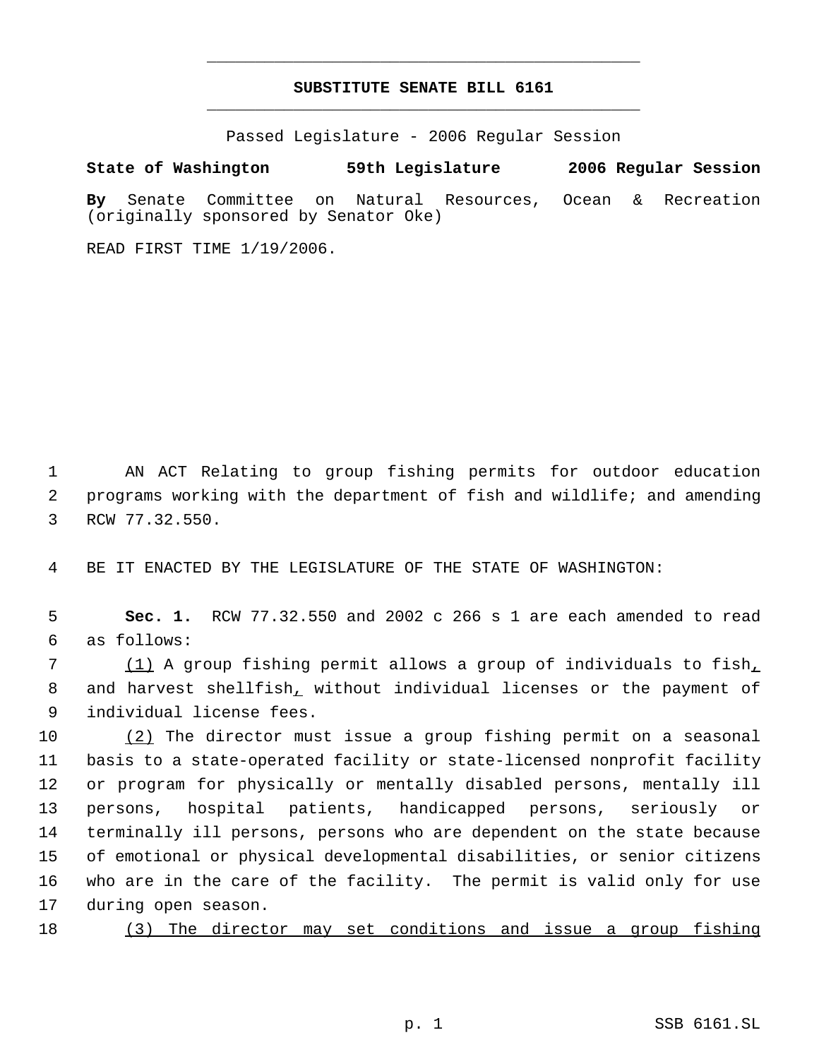**SUBSTITUTE SENATE BILL 6161**

Passed Legislature - 2006 Regular Session

**State of Washington 59th Legislature 2006 Regular Session**

**By** Senate Committee on Natural Resources, Ocean & Recreation (originally sponsored by Senator Oke)

READ FIRST TIME 1/19/2006.

AN ACT Relating to group fishing permits for outdoor education programs working with the department of fish and wildlife; and amending RCW 77.32.550.

BE IT ENACTED BY THE LEGISLATURE OF THE STATE OF WASHINGTON:

**Sec. 1.** RCW 77.32.550 and 2002 c 266 s 1 are each amended to read as follows:

<u>(1)</u> A group fishing permit allows a group of individuals to fish<u>,</u> and harvest shellfish<u>,</u> without individual licenses or the payment of individual license fees.

<u>(2)</u> The director must issue a group fishing permit on a seasonal basis to a state-operated facility or state-licensed nonprofit facility or program for physically or mentally disabled persons, mentally ill persons, hospital patients, handicapped persons, seriously or terminally ill persons, persons who are dependent on the state because of emotional or physical developmental disabilities, or senior citizens who are in the care of the facility. The permit is valid only for use during open season.

<u>(3) The director may set conditions and issue a group fishing</u>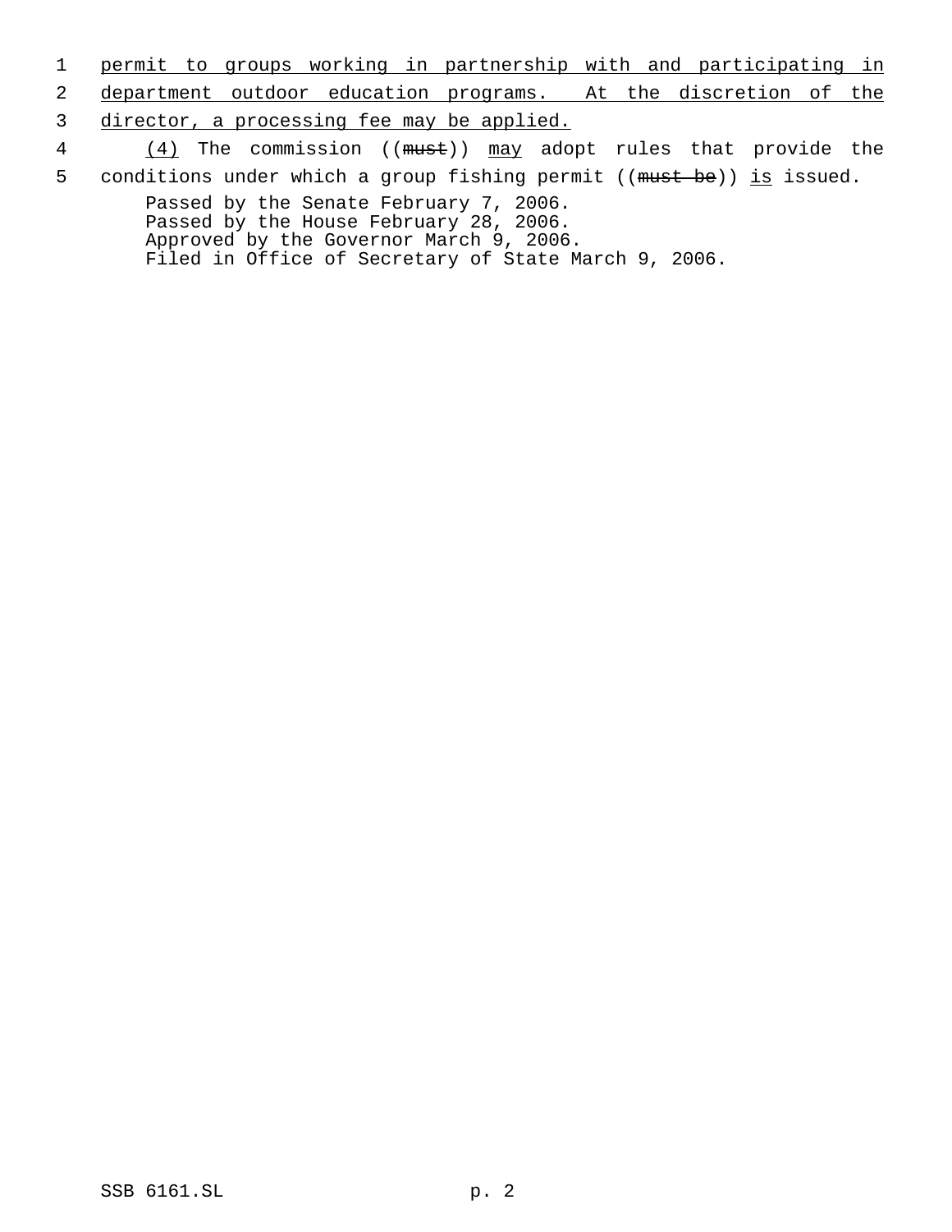permit to groups working in partnership with and participating in department outdoor education programs. At the discretion of the director, a processing fee may be applied.

(4) The commission ((~~must~~)) may adopt rules that provide the conditions under which a group fishing permit ((~~must be~~)) is issued.

Passed by the Senate February 7, 2006.
Passed by the House February 28, 2006.
Approved by the Governor March 9, 2006.
Filed in Office of Secretary of State March 9, 2006.